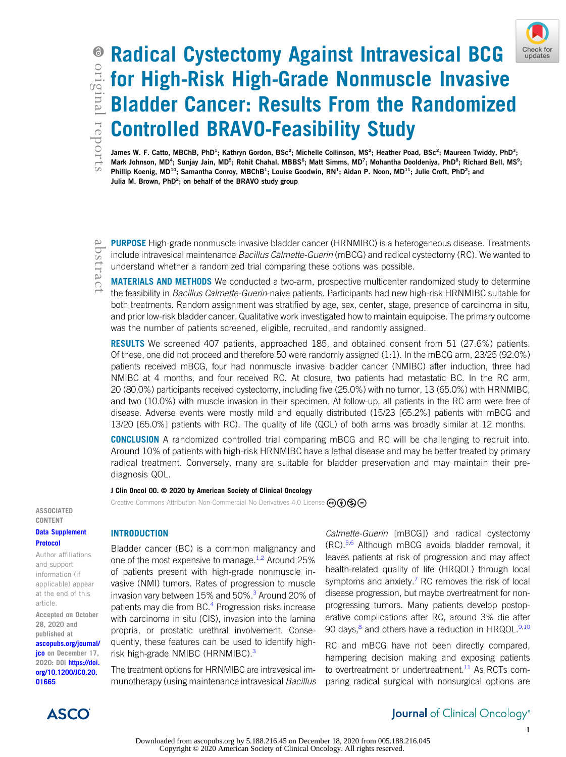# Radical Cystectomy Against Intravesical BCG for High-Risk High-Grade Nonmuscle Invasive Bladder Cancer: Results From the Randomized Controlled BRAVO-Feasibility Study

James W. F. Catto, MBChB, PhD[1]; Kathryn Gordon, BSc[2]; Michelle Collinson, MS[2]; Heather Poad, BSc[2]; Maureen Twiddy, PhD[3]; Mark Johnson, MD[4]; Sunjay Jain, MD[5]; Rohit Chahal, MBBS[6]; Matt Simms, MD[7]; Mohantha Dooldeniya, PhD[8]; Richard Bell, MS[9]; Phillip Koenig, MD[10]; Samantha Conroy, MBChB[1]; Louise Goodwin, RN[1]; Aidan P. Noon, MD[11]; Julie Croft, PhD[2]; and Julia M. Brown, PhD[2]; on behalf of the BRAVO study group

original reports

## abstract

**PURPOSE** High-grade nonmuscle invasive bladder cancer (HRNMIBC) is a heterogeneous disease. Treatments include intravesical maintenance *Bacillus Calmette-Guerin* (mBCG) and radical cystectomy (RC). We wanted to understand whether a randomized trial comparing these options was possible.

**MATERIALS AND METHODS** We conducted a two-arm, prospective multicenter randomized study to determine the feasibility in *Bacillus Calmette-Guerin*-naive patients. Participants had new high-risk HRNMIBC suitable for both treatments. Random assignment was stratified by age, sex, center, stage, presence of carcinoma in situ, and prior low-risk bladder cancer. Qualitative work investigated how to maintain equipoise. The primary outcome was the number of patients screened, eligible, recruited, and randomly assigned.

**RESULTS** We screened 407 patients, approached 185, and obtained consent from 51 (27.6%) patients. Of these, one did not proceed and therefore 50 were randomly assigned (1:1). In the mBCG arm, 23/25 (92.0%) patients received mBCG, four had nonmuscle invasive bladder cancer (NMIBC) after induction, three had NMIBC at 4 months, and four received RC. At closure, two patients had metastatic BC. In the RC arm, 20 (80.0%) participants received cystectomy, including five (25.0%) with no tumor, 13 (65.0%) with HRNMIBC, and two (10.0%) with muscle invasion in their specimen. At follow-up, all patients in the RC arm were free of disease. Adverse events were mostly mild and equally distributed (15/23 [65.2%] patients with mBCG and 13/20 [65.0%] patients with RC). The quality of life (QOL) of both arms was broadly similar at 12 months.

**CONCLUSION** A randomized controlled trial comparing mBCG and RC will be challenging to recruit into. Around 10% of patients with high-risk HRNMIBC have a lethal disease and may be better treated by primary radical treatment. Conversely, many are suitable for bladder preservation and may maintain their pre-diagnosis QOL.

**J Clin Oncol 00. © 2020 by American Society of Clinical Oncology**

Creative Commons Attribution Non-Commercial No Derivatives 4.0 License

ASSOCIATED CONTENT

Data Supplement

Protocol

Author affiliations and support information (if applicable) appear at the end of this article.

Accepted on October 28, 2020 and published at ascopubs.org/journal/jco on December 17, 2020: DOI https://doi.org/10.1200/JCO.20.01665

## INTRODUCTION

Bladder cancer (BC) is a common malignancy and one of the most expensive to manage.[1,2] Around 25% of patients present with high-grade nonmuscle invasive (NMI) tumors. Rates of progression to muscle invasion vary between 15% and 50%.[3] Around 20% of patients may die from BC.[4] Progression risks increase with carcinoma in situ (CIS), invasion into the lamina propria, or prostatic urethral involvement. Consequently, these features can be used to identify high-risk high-grade NMIBC (HRNMIBC).[3]

The treatment options for HRNMIBC are intravesical immunotherapy (using maintenance intravesical *Bacillus Calmette-Guerin* [mBCG]) and radical cystectomy (RC).[5,6] Although mBCG avoids bladder removal, it leaves patients at risk of progression and may affect health-related quality of life (HRQOL) through local symptoms and anxiety.[7] RC removes the risk of local disease progression, but maybe overtreatment for non-progressing tumors. Many patients develop postoperative complications after RC, around 3% die after 90 days,[8] and others have a reduction in HRQOL.[9,10]

RC and mBCG have not been directly compared, hampering decision making and exposing patients to overtreatment or undertreatment.[11] As RCTs comparing radical surgical with nonsurgical options are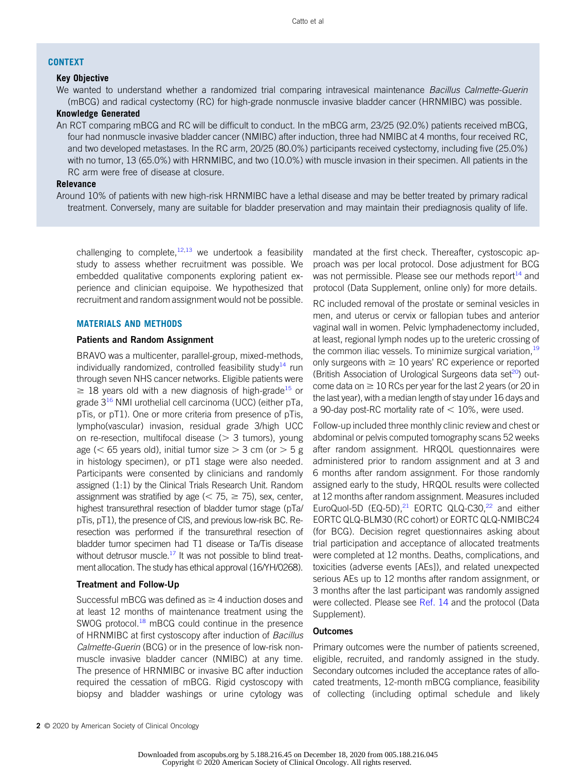## CONTEXT

**Key Objective**

We wanted to understand whether a randomized trial comparing intravesical maintenance *Bacillus Calmette-Guerin* (mBCG) and radical cystectomy (RC) for high-grade nonmuscle invasive bladder cancer (HRNMIBC) was possible.

**Knowledge Generated**

An RCT comparing mBCG and RC will be difficult to conduct. In the mBCG arm, 23/25 (92.0%) patients received mBCG, four had nonmuscle invasive bladder cancer (NMIBC) after induction, three had NMIBC at 4 months, four received RC, and two developed metastases. In the RC arm, 20/25 (80.0%) participants received cystectomy, including five (25.0%) with no tumor, 13 (65.0%) with HRNMIBC, and two (10.0%) with muscle invasion in their specimen. All patients in the RC arm were free of disease at closure.

**Relevance**

Around 10% of patients with new high-risk HRNMIBC have a lethal disease and may be better treated by primary radical treatment. Conversely, many are suitable for bladder preservation and may maintain their prediagnosis quality of life.

challenging to complete,[12,13] we undertook a feasibility study to assess whether recruitment was possible. We embedded qualitative components exploring patient experience and clinician equipoise. We hypothesized that recruitment and random assignment would not be possible.

## MATERIALS AND METHODS

### Patients and Random Assignment

BRAVO was a multicenter, parallel-group, mixed-methods, individually randomized, controlled feasibility study[14] run through seven NHS cancer networks. Eligible patients were ≥ 18 years old with a new diagnosis of high-grade[15] or grade 3[16] NMI urothelial cell carcinoma (UCC) (either pTa, pTis, or pT1). One or more criteria from presence of pTis, lympho(vascular) invasion, residual grade 3/high UCC on re-resection, multifocal disease (> 3 tumors), young age (< 65 years old), initial tumor size > 3 cm (or > 5 g in histology specimen), or pT1 stage were also needed. Participants were consented by clinicians and randomly assigned (1:1) by the Clinical Trials Research Unit. Random assignment was stratified by age (< 75, ≥ 75), sex, center, highest transurethral resection of bladder tumor stage (pTa/pTis, pT1), the presence of CIS, and previous low-risk BC. Re-resection was performed if the transurethral resection of bladder tumor specimen had T1 disease or Ta/Tis disease without detrusor muscle.[17] It was not possible to blind treatment allocation. The study has ethical approval (16/YH/0268).

### Treatment and Follow-Up

Successful mBCG was defined as ≥ 4 induction doses and at least 12 months of maintenance treatment using the SWOG protocol.[18] mBCG could continue in the presence of HRNMIBC at first cystoscopy after induction of *Bacillus Calmette-Guerin* (BCG) or in the presence of low-risk nonmuscle invasive bladder cancer (NMIBC) at any time. The presence of HRNMIBC or invasive BC after induction required the cessation of mBCG. Rigid cystoscopy with biopsy and bladder washings or urine cytology was mandated at the first check. Thereafter, cystoscopic approach was per local protocol. Dose adjustment for BCG was not permissible. Please see our methods report[14] and protocol (Data Supplement, online only) for more details.

RC included removal of the prostate or seminal vesicles in men, and uterus or cervix or fallopian tubes and anterior vaginal wall in women. Pelvic lymphadenectomy included, at least, regional lymph nodes up to the ureteric crossing of the common iliac vessels. To minimize surgical variation,[19] only surgeons with ≥ 10 years' RC experience or reported (British Association of Urological Surgeons data set[20]) outcome data on ≥ 10 RCs per year for the last 2 years (or 20 in the last year), with a median length of stay under 16 days and a 90-day post-RC mortality rate of < 10%, were used.

Follow-up included three monthly clinic review and chest or abdominal or pelvis computed tomography scans 52 weeks after random assignment. HRQOL questionnaires were administered prior to random assignment and at 3 and 6 months after random assignment. For those randomly assigned early to the study, HRQOL results were collected at 12 months after random assignment. Measures included EuroQuol-5D (EQ-5D),[21] EORTC QLQ-C30,[22] and either EORTC QLQ-BLM30 (RC cohort) or EORTC QLQ-NMIBC24 (for BCG). Decision regret questionnaires asking about trial participation and acceptance of allocated treatments were completed at 12 months. Deaths, complications, and toxicities (adverse events [AEs]), and related unexpected serious AEs up to 12 months after random assignment, or 3 months after the last participant was randomly assigned were collected. Please see Ref. 14 and the protocol (Data Supplement).

### Outcomes

Primary outcomes were the number of patients screened, eligible, recruited, and randomly assigned in the study. Secondary outcomes included the acceptance rates of allocated treatments, 12-month mBCG compliance, feasibility of collecting (including optimal schedule and likely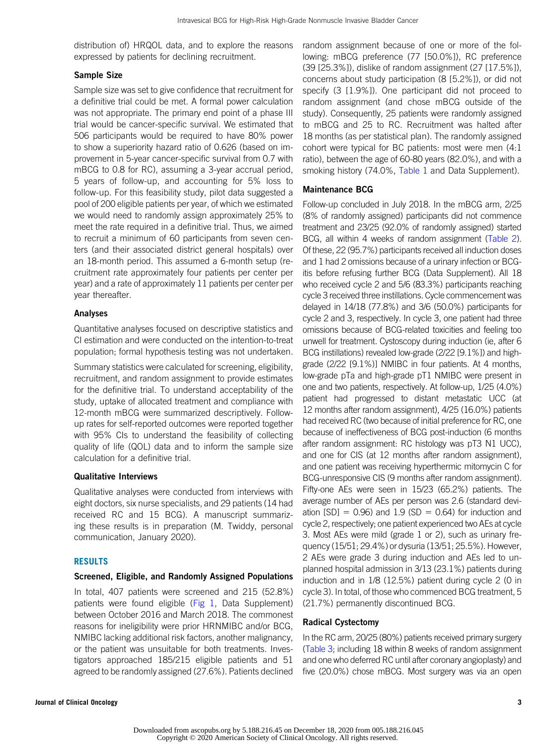distribution of) HRQOL data, and to explore the reasons expressed by patients for declining recruitment.

### Sample Size

Sample size was set to give confidence that recruitment for a definitive trial could be met. A formal power calculation was not appropriate. The primary end point of a phase III trial would be cancer-specific survival. We estimated that 506 participants would be required to have 80% power to show a superiority hazard ratio of 0.626 (based on improvement in 5-year cancer-specific survival from 0.7 with mBCG to 0.8 for RC), assuming a 3-year accrual period, 5 years of follow-up, and accounting for 5% loss to follow-up. For this feasibility study, pilot data suggested a pool of 200 eligible patients per year, of which we estimated we would need to randomly assign approximately 25% to meet the rate required in a definitive trial. Thus, we aimed to recruit a minimum of 60 participants from seven centers (and their associated district general hospitals) over an 18-month period. This assumed a 6-month setup (recruitment rate approximately four patients per center per year) and a rate of approximately 11 patients per center per year thereafter.

### Analyses

Quantitative analyses focused on descriptive statistics and CI estimation and were conducted on the intention-to-treat population; formal hypothesis testing was not undertaken.

Summary statistics were calculated for screening, eligibility, recruitment, and random assignment to provide estimates for the definitive trial. To understand acceptability of the study, uptake of allocated treatment and compliance with 12-month mBCG were summarized descriptively. Follow-up rates for self-reported outcomes were reported together with 95% CIs to understand the feasibility of collecting quality of life (QOL) data and to inform the sample size calculation for a definitive trial.

### Qualitative Interviews

Qualitative analyses were conducted from interviews with eight doctors, six nurse specialists, and 29 patients (14 had received RC and 15 BCG). A manuscript summarizing these results is in preparation (M. Twiddy, personal communication, January 2020).

## RESULTS

### Screened, Eligible, and Randomly Assigned Populations

In total, 407 patients were screened and 215 (52.8%) patients were found eligible (Fig 1, Data Supplement) between October 2016 and March 2018. The commonest reasons for ineligibility were prior HRNMIBC and/or BCG, NMIBC lacking additional risk factors, another malignancy, or the patient was unsuitable for both treatments. Investigators approached 185/215 eligible patients and 51 agreed to be randomly assigned (27.6%). Patients declined random assignment because of one or more of the following: mBCG preference (77 [50.0%]), RC preference (39 [25.3%]), dislike of random assignment (27 [17.5%]), concerns about study participation (8 [5.2%]), or did not specify (3 [1.9%]). One participant did not proceed to random assignment (and chose mBCG outside of the study). Consequently, 25 patients were randomly assigned to mBCG and 25 to RC. Recruitment was halted after 18 months (as per statistical plan). The randomly assigned cohort were typical for BC patients: most were men (4:1 ratio), between the age of 60-80 years (82.0%), and with a smoking history (74.0%, Table 1 and Data Supplement).

### Maintenance BCG

Follow-up concluded in July 2018. In the mBCG arm, 2/25 (8% of randomly assigned) participants did not commence treatment and 23/25 (92.0% of randomly assigned) started BCG, all within 4 weeks of random assignment (Table 2). Of these, 22 (95.7%) participants received all induction doses and 1 had 2 omissions because of a urinary infection or BCG-itis before refusing further BCG (Data Supplement). All 18 who received cycle 2 and 5/6 (83.3%) participants reaching cycle 3 received three instillations. Cycle commencement was delayed in 14/18 (77.8%) and 3/6 (50.0%) participants for cycle 2 and 3, respectively. In cycle 3, one patient had three omissions because of BCG-related toxicities and feeling too unwell for treatment. Cystoscopy during induction (ie, after 6 BCG instillations) revealed low-grade (2/22 [9.1%]) and high-grade (2/22 [9.1%)] NMIBC in four patients. At 4 months, low-grade pTa and high-grade pT1 NMIBC were present in one and two patients, respectively. At follow-up, 1/25 (4.0%) patient had progressed to distant metastatic UCC (at 12 months after random assignment), 4/25 (16.0%) patients had received RC (two because of initial preference for RC, one because of ineffectiveness of BCG post-induction (6 months after random assignment: RC histology was pT3 N1 UCC), and one for CIS (at 12 months after random assignment), and one patient was receiving hyperthermic mitomycin C for BCG-unresponsive CIS (9 months after random assignment). Fifty-one AEs were seen in 15/23 (65.2%) patients. The average number of AEs per person was 2.6 (standard deviation [SD] = 0.96) and 1.9 (SD = 0.64) for induction and cycle 2, respectively; one patient experienced two AEs at cycle 3. Most AEs were mild (grade 1 or 2), such as urinary frequency (15/51; 29.4%) or dysuria (13/51; 25.5%). However, 2 AEs were grade 3 during induction and AEs led to unplanned hospital admission in 3/13 (23.1%) patients during induction and in 1/8 (12.5%) patient during cycle 2 (0 in cycle 3). In total, of those who commenced BCG treatment, 5 (21.7%) permanently discontinued BCG.

### Radical Cystectomy

In the RC arm, 20/25 (80%) patients received primary surgery (Table 3; including 18 within 8 weeks of random assignment and one who deferred RC until after coronary angioplasty) and five (20.0%) chose mBCG. Most surgery was via an open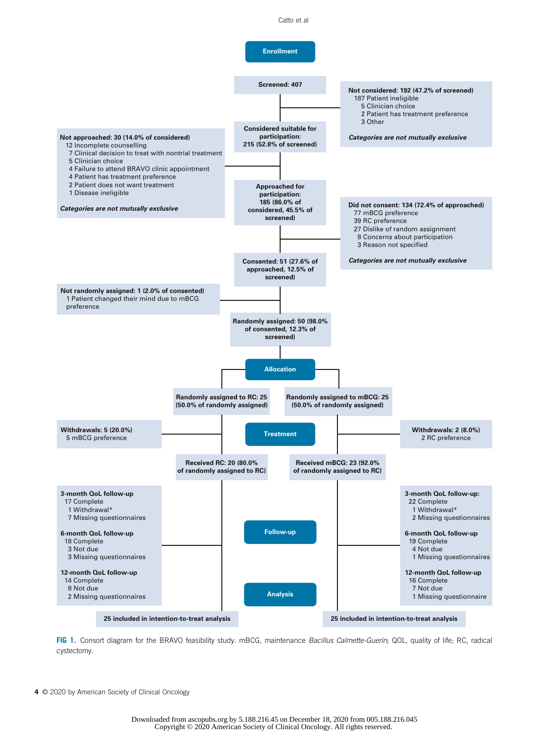**Enrollment**

**Screened: 407**

**Not considered: 192 (47.2% of screened)**
- 187 Patient ineligible
- 5 Clinician choice
- 2 Patient has treatment preference
- 3 Other

***Categories are not mutually exclusive***

**Considered suitable for participation: 215 (52.8% of screened)**

**Not approached: 30 (14.0% of considered)**
- 12 Incomplete counselling
- 7 Clinical decision to treat with nontrial treatment
- 5 Clinician choice
- 4 Failure to attend BRAVO clinic appointment
- 4 Patient has treatment preference
- 2 Patient does not want treatment
- 1 Disease ineligible

***Categories are not mutually exclusive***

**Approached for participation: 185 (86.0% of considered, 45.5% of screened)**

**Did not consent: 134 (72.4% of approached)**
- 77 mBCG preference
- 39 RC preference
- 27 Dislike of random assignment
- 8 Concerns about participation
- 3 Reason not specified

***Categories are not mutually exclusive***

**Consented: 51 (27.6% of approached, 12.5% of screened)**

**Not randomly assigned: 1 (2.0% of consented)**
- 1 Patient changed their mind due to mBCG preference

**Randomly assigned: 50 (98.0% of consented, 12.3% of screened)**

**Allocation**

**Randomly assigned to RC: 25 (50.0% of randomly assigned)**

**Randomly assigned to mBCG: 25 (50.0% of randomly assigned)**

**Treatment**

**Withdrawals: 5 (20.0%)**
- 5 mBCG preference

**Withdrawals: 2 (8.0%)**
- 2 RC preference

**Received RC: 20 (80.0% of randomly assigned to RC)**

**Received mBCG: 23 (92.0% of randomly assigned to RC)**

**Follow-up**

RC arm:

**3-month QoL follow-up**
- 17 Complete
- 1 Withdrawal*
- 7 Missing questionnaires

**6-month QoL follow-up**
- 18 Complete
- 3 Not due
- 3 Missing questionnaires

**12-month QoL follow-up**
- 14 Complete
- 8 Not due
- 2 Missing questionnaires

mBCG arm:

**3-month QoL follow-up:**
- 22 Complete
- 1 Withdrawal*
- 2 Missing questionnaires

**6-month QoL follow-up**
- 19 Complete
- 4 Not due
- 1 Missing questionnaires

**12-month QoL follow-up**
- 16 Complete
- 7 Not due
- 1 Missing questionnaire

**Analysis**

**25 included in intention-to-treat analysis**

**25 included in intention-to-treat analysis**

**FIG 1.** Consort diagram for the BRAVO feasibility study. mBCG, maintenance *Bacillus Calmette-Guerin*; QOL, quality of life; RC, radical cystectomy.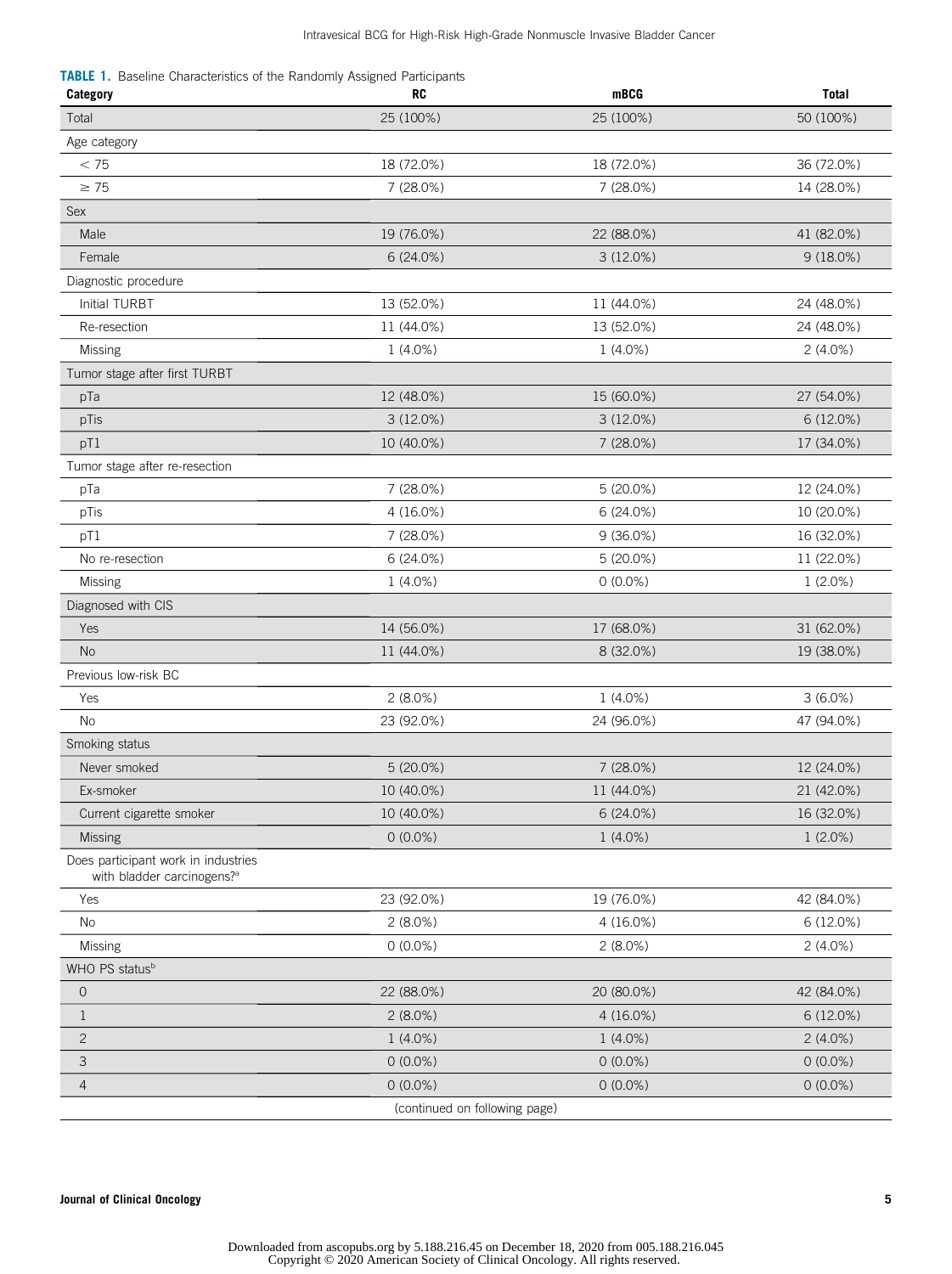**TABLE 1.** Baseline Characteristics of the Randomly Assigned Participants

| Category | RC | mBCG | Total |
|---|---|---|---|
| Total | 25 (100%) | 25 (100%) | 50 (100%) |
| Age category | | | |
| < 75 | 18 (72.0%) | 18 (72.0%) | 36 (72.0%) |
| ≥ 75 | 7 (28.0%) | 7 (28.0%) | 14 (28.0%) |
| Sex | | | |
| Male | 19 (76.0%) | 22 (88.0%) | 41 (82.0%) |
| Female | 6 (24.0%) | 3 (12.0%) | 9 (18.0%) |
| Diagnostic procedure | | | |
| Initial TURBT | 13 (52.0%) | 11 (44.0%) | 24 (48.0%) |
| Re-resection | 11 (44.0%) | 13 (52.0%) | 24 (48.0%) |
| Missing | 1 (4.0%) | 1 (4.0%) | 2 (4.0%) |
| Tumor stage after first TURBT | | | |
| pTa | 12 (48.0%) | 15 (60.0%) | 27 (54.0%) |
| pTis | 3 (12.0%) | 3 (12.0%) | 6 (12.0%) |
| pT1 | 10 (40.0%) | 7 (28.0%) | 17 (34.0%) |
| Tumor stage after re-resection | | | |
| pTa | 7 (28.0%) | 5 (20.0%) | 12 (24.0%) |
| pTis | 4 (16.0%) | 6 (24.0%) | 10 (20.0%) |
| pT1 | 7 (28.0%) | 9 (36.0%) | 16 (32.0%) |
| No re-resection | 6 (24.0%) | 5 (20.0%) | 11 (22.0%) |
| Missing | 1 (4.0%) | 0 (0.0%) | 1 (2.0%) |
| Diagnosed with CIS | | | |
| Yes | 14 (56.0%) | 17 (68.0%) | 31 (62.0%) |
| No | 11 (44.0%) | 8 (32.0%) | 19 (38.0%) |
| Previous low-risk BC | | | |
| Yes | 2 (8.0%) | 1 (4.0%) | 3 (6.0%) |
| No | 23 (92.0%) | 24 (96.0%) | 47 (94.0%) |
| Smoking status | | | |
| Never smoked | 5 (20.0%) | 7 (28.0%) | 12 (24.0%) |
| Ex-smoker | 10 (40.0%) | 11 (44.0%) | 21 (42.0%) |
| Current cigarette smoker | 10 (40.0%) | 6 (24.0%) | 16 (32.0%) |
| Missing | 0 (0.0%) | 1 (4.0%) | 1 (2.0%) |
| Does participant work in industries with bladder carcinogens?[a] | | | |
| Yes | 23 (92.0%) | 19 (76.0%) | 42 (84.0%) |
| No | 2 (8.0%) | 4 (16.0%) | 6 (12.0%) |
| Missing | 0 (0.0%) | 2 (8.0%) | 2 (4.0%) |
| WHO PS status[b] | | | |
| 0 | 22 (88.0%) | 20 (80.0%) | 42 (84.0%) |
| 1 | 2 (8.0%) | 4 (16.0%) | 6 (12.0%) |
| 2 | 1 (4.0%) | 1 (4.0%) | 2 (4.0%) |
| 3 | 0 (0.0%) | 0 (0.0%) | 0 (0.0%) |
| 4 | 0 (0.0%) | 0 (0.0%) | 0 (0.0%) |

(continued on following page)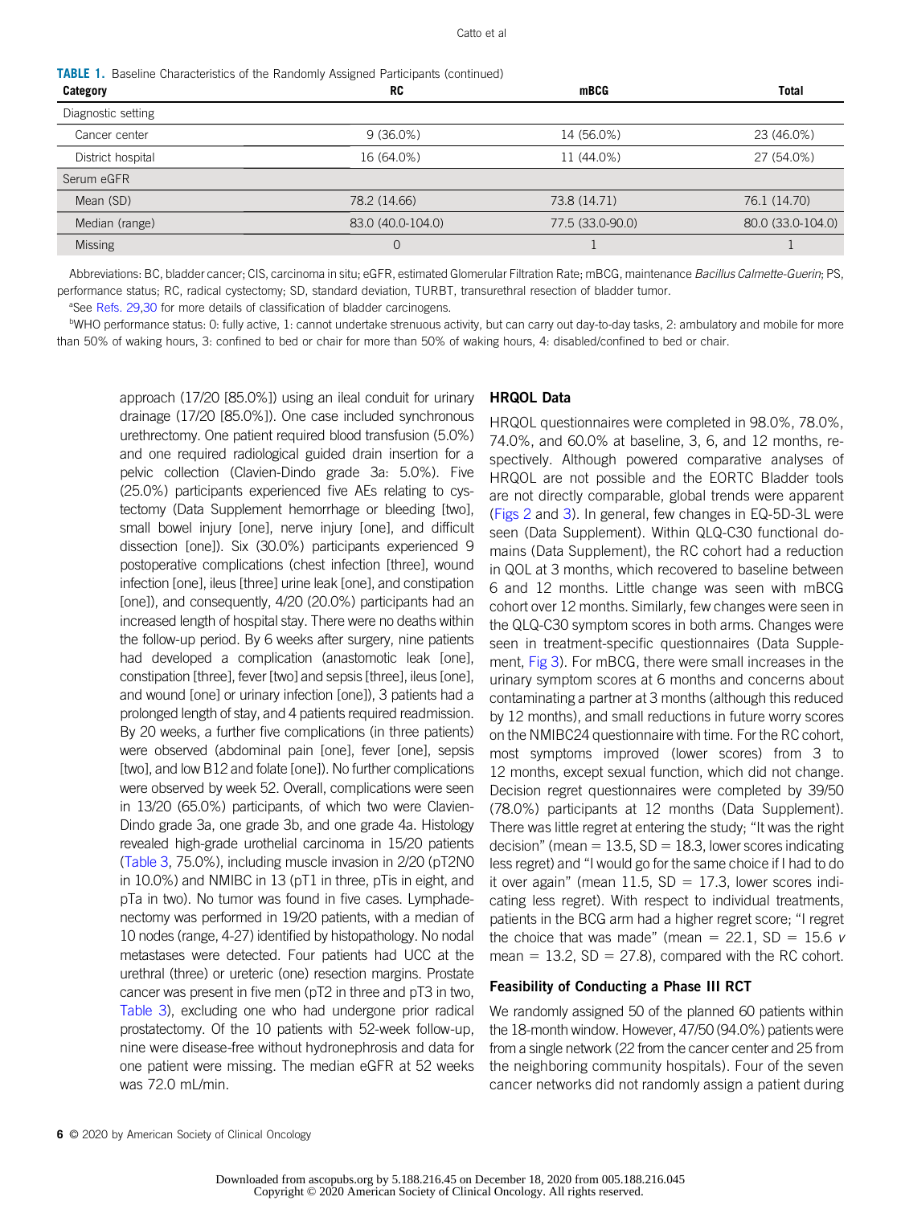**TABLE 1.** Baseline Characteristics of the Randomly Assigned Participants (continued)

| Category | RC | mBCG | Total |
|---|---|---|---|
| Diagnostic setting | | | |
| Cancer center | 9 (36.0%) | 14 (56.0%) | 23 (46.0%) |
| District hospital | 16 (64.0%) | 11 (44.0%) | 27 (54.0%) |
| Serum eGFR | | | |
| Mean (SD) | 78.2 (14.66) | 73.8 (14.71) | 76.1 (14.70) |
| Median (range) | 83.0 (40.0-104.0) | 77.5 (33.0-90.0) | 80.0 (33.0-104.0) |
| Missing | 0 | 1 | 1 |

Abbreviations: BC, bladder cancer; CIS, carcinoma in situ; eGFR, estimated Glomerular Filtration Rate; mBCG, maintenance *Bacillus Calmette-Guerin*; PS, performance status; RC, radical cystectomy; SD, standard deviation, TURBT, transurethral resection of bladder tumor.

[a]See Refs. 29,30 for more details of classification of bladder carcinogens.

[b]WHO performance status: 0: fully active, 1: cannot undertake strenuous activity, but can carry out day-to-day tasks, 2: ambulatory and mobile for more than 50% of waking hours, 3: confined to bed or chair for more than 50% of waking hours, 4: disabled/confined to bed or chair.

approach (17/20 [85.0%]) using an ileal conduit for urinary drainage (17/20 [85.0%]). One case included synchronous urethrectomy. One patient required blood transfusion (5.0%) and one required radiological guided drain insertion for a pelvic collection (Clavien-Dindo grade 3a: 5.0%). Five (25.0%) participants experienced five AEs relating to cystectomy (Data Supplement hemorrhage or bleeding [two], small bowel injury [one], nerve injury [one], and difficult dissection [one]). Six (30.0%) participants experienced 9 postoperative complications (chest infection [three], wound infection [one], ileus [three] urine leak [one], and constipation [one]), and consequently, 4/20 (20.0%) participants had an increased length of hospital stay. There were no deaths within the follow-up period. By 6 weeks after surgery, nine patients had developed a complication (anastomotic leak [one], constipation [three], fever [two] and sepsis [three], ileus [one], and wound [one] or urinary infection [one]), 3 patients had a prolonged length of stay, and 4 patients required readmission. By 20 weeks, a further five complications (in three patients) were observed (abdominal pain [one], fever [one], sepsis [two], and low B12 and folate [one]). No further complications were observed by week 52. Overall, complications were seen in 13/20 (65.0%) participants, of which two were Clavien-Dindo grade 3a, one grade 3b, and one grade 4a. Histology revealed high-grade urothelial carcinoma in 15/20 patients (Table 3, 75.0%), including muscle invasion in 2/20 (pT2N0 in 10.0%) and NMIBC in 13 (pT1 in three, pTis in eight, and pTa in two). No tumor was found in five cases. Lymphadenectomy was performed in 19/20 patients, with a median of 10 nodes (range, 4-27) identified by histopathology. No nodal metastases were detected. Four patients had UCC at the urethral (three) or ureteric (one) resection margins. Prostate cancer was present in five men (pT2 in three and pT3 in two, Table 3), excluding one who had undergone prior radical prostatectomy. Of the 10 patients with 52-week follow-up, nine were disease-free without hydronephrosis and data for one patient were missing. The median eGFR at 52 weeks was 72.0 mL/min.

## HRQOL Data

HRQOL questionnaires were completed in 98.0%, 78.0%, 74.0%, and 60.0% at baseline, 3, 6, and 12 months, respectively. Although powered comparative analyses of HRQOL are not possible and the EORTC Bladder tools are not directly comparable, global trends were apparent (Figs 2 and 3). In general, few changes in EQ-5D-3L were seen (Data Supplement). Within QLQ-C30 functional domains (Data Supplement), the RC cohort had a reduction in QOL at 3 months, which recovered to baseline between 6 and 12 months. Little change was seen with mBCG cohort over 12 months. Similarly, few changes were seen in the QLQ-C30 symptom scores in both arms. Changes were seen in treatment-specific questionnaires (Data Supplement, Fig 3). For mBCG, there were small increases in the urinary symptom scores at 6 months and concerns about contaminating a partner at 3 months (although this reduced by 12 months), and small reductions in future worry scores on the NMIBC24 questionnaire with time. For the RC cohort, most symptoms improved (lower scores) from 3 to 12 months, except sexual function, which did not change. Decision regret questionnaires were completed by 39/50 (78.0%) participants at 12 months (Data Supplement). There was little regret at entering the study; "It was the right decision" (mean = 13.5, SD = 18.3, lower scores indicating less regret) and "I would go for the same choice if I had to do it over again" (mean 11.5, SD = 17.3, lower scores indicating less regret). With respect to individual treatments, patients in the BCG arm had a higher regret score; "I regret the choice that was made" (mean = 22.1, SD = 15.6 *v* mean = 13.2, SD = 27.8), compared with the RC cohort.

## Feasibility of Conducting a Phase III RCT

We randomly assigned 50 of the planned 60 patients within the 18-month window. However, 47/50 (94.0%) patients were from a single network (22 from the cancer center and 25 from the neighboring community hospitals). Four of the seven cancer networks did not randomly assign a patient during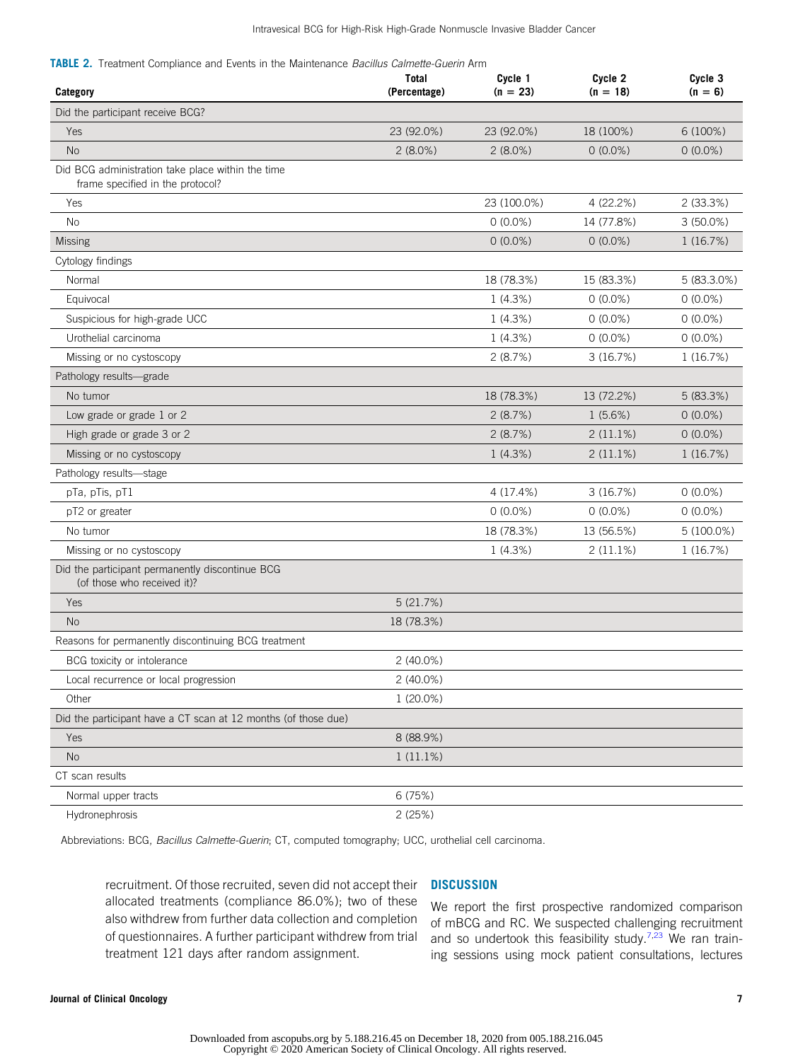**TABLE 2.** Treatment Compliance and Events in the Maintenance *Bacillus Calmette-Guerin* Arm

| Category | Total (Percentage) | Cycle 1 (n = 23) | Cycle 2 (n = 18) | Cycle 3 (n = 6) |
|---|---|---|---|---|
| Did the participant receive BCG? | | | | |
| Yes | 23 (92.0%) | 23 (92.0%) | 18 (100%) | 6 (100%) |
| No | 2 (8.0%) | 2 (8.0%) | 0 (0.0%) | 0 (0.0%) |
| Did BCG administration take place within the time frame specified in the protocol? | | | | |
| Yes | | 23 (100.0%) | 4 (22.2%) | 2 (33.3%) |
| No | | 0 (0.0%) | 14 (77.8%) | 3 (50.0%) |
| Missing | | 0 (0.0%) | 0 (0.0%) | 1 (16.7%) |
| Cytology findings | | | | |
| Normal | | 18 (78.3%) | 15 (83.3%) | 5 (83.3.0%) |
| Equivocal | | 1 (4.3%) | 0 (0.0%) | 0 (0.0%) |
| Suspicious for high-grade UCC | | 1 (4.3%) | 0 (0.0%) | 0 (0.0%) |
| Urothelial carcinoma | | 1 (4.3%) | 0 (0.0%) | 0 (0.0%) |
| Missing or no cystoscopy | | 2 (8.7%) | 3 (16.7%) | 1 (16.7%) |
| Pathology results—grade | | | | |
| No tumor | | 18 (78.3%) | 13 (72.2%) | 5 (83.3%) |
| Low grade or grade 1 or 2 | | 2 (8.7%) | 1 (5.6%) | 0 (0.0%) |
| High grade or grade 3 or 2 | | 2 (8.7%) | 2 (11.1%) | 0 (0.0%) |
| Missing or no cystoscopy | | 1 (4.3%) | 2 (11.1%) | 1 (16.7%) |
| Pathology results—stage | | | | |
| pTa, pTis, pT1 | | 4 (17.4%) | 3 (16.7%) | 0 (0.0%) |
| pT2 or greater | | 0 (0.0%) | 0 (0.0%) | 0 (0.0%) |
| No tumor | | 18 (78.3%) | 13 (56.5%) | 5 (100.0%) |
| Missing or no cystoscopy | | 1 (4.3%) | 2 (11.1%) | 1 (16.7%) |
| Did the participant permanently discontinue BCG (of those who received it)? | | | | |
| Yes | 5 (21.7%) | | | |
| No | 18 (78.3%) | | | |
| Reasons for permanently discontinuing BCG treatment | | | | |
| BCG toxicity or intolerance | 2 (40.0%) | | | |
| Local recurrence or local progression | 2 (40.0%) | | | |
| Other | 1 (20.0%) | | | |
| Did the participant have a CT scan at 12 months (of those due) | | | | |
| Yes | 8 (88.9%) | | | |
| No | 1 (11.1%) | | | |
| CT scan results | | | | |
| Normal upper tracts | 6 (75%) | | | |
| Hydronephrosis | 2 (25%) | | | |

Abbreviations: BCG, *Bacillus Calmette-Guerin*; CT, computed tomography; UCC, urothelial cell carcinoma.

recruitment. Of those recruited, seven did not accept their allocated treatments (compliance 86.0%); two of these also withdrew from further data collection and completion of questionnaires. A further participant withdrew from trial treatment 121 days after random assignment.

## DISCUSSION

We report the first prospective randomized comparison of mBCG and RC. We suspected challenging recruitment and so undertook this feasibility study.[7,23] We ran training sessions using mock patient consultations, lectures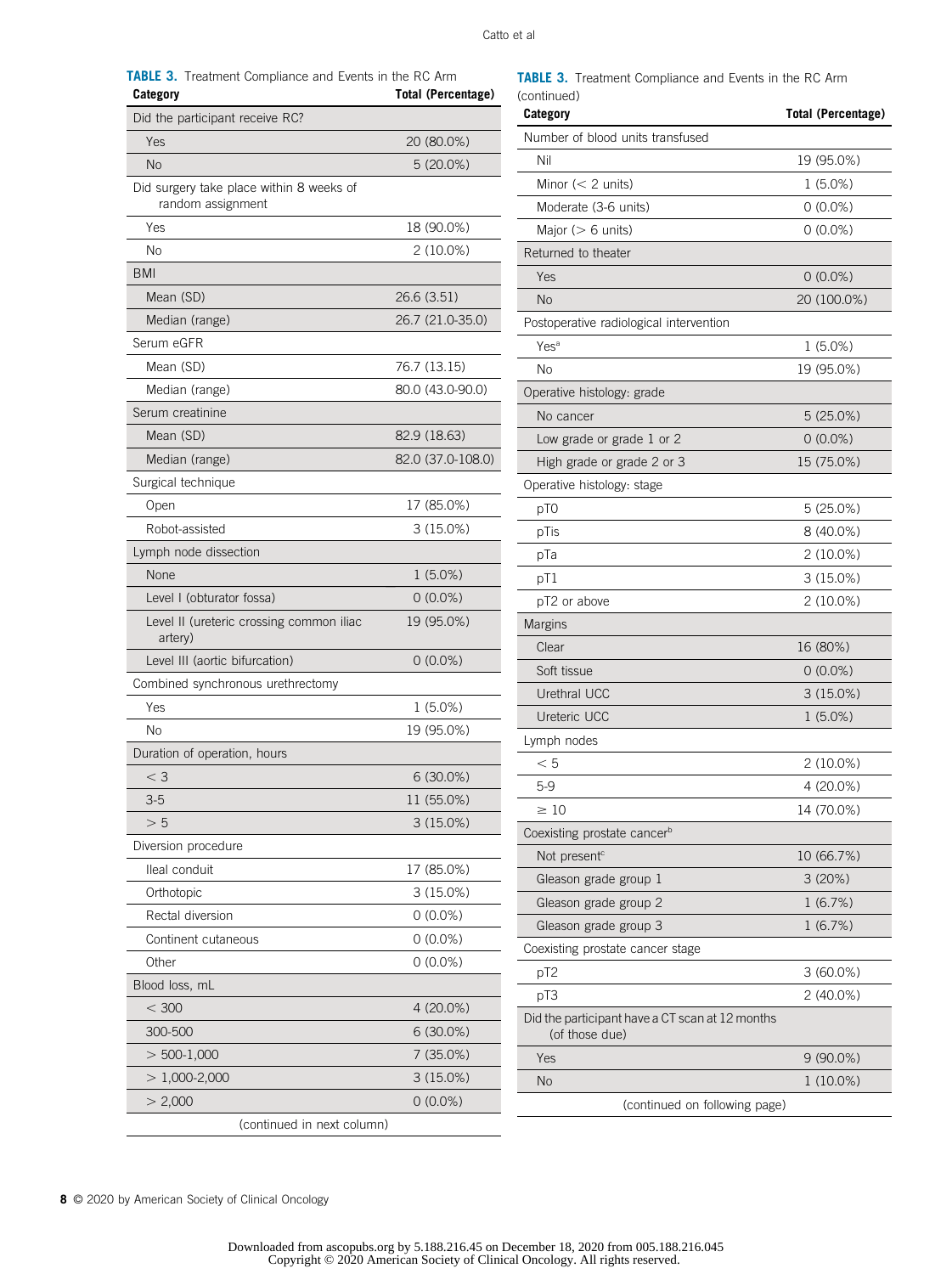**TABLE 3.** Treatment Compliance and Events in the RC Arm

| Category | Total (Percentage) |
|---|---|
| Did the participant receive RC? | |
| Yes | 20 (80.0%) |
| No | 5 (20.0%) |
| Did surgery take place within 8 weeks of random assignment | |
| Yes | 18 (90.0%) |
| No | 2 (10.0%) |
| BMI | |
| Mean (SD) | 26.6 (3.51) |
| Median (range) | 26.7 (21.0-35.0) |
| Serum eGFR | |
| Mean (SD) | 76.7 (13.15) |
| Median (range) | 80.0 (43.0-90.0) |
| Serum creatinine | |
| Mean (SD) | 82.9 (18.63) |
| Median (range) | 82.0 (37.0-108.0) |
| Surgical technique | |
| Open | 17 (85.0%) |
| Robot-assisted | 3 (15.0%) |
| Lymph node dissection | |
| None | 1 (5.0%) |
| Level I (obturator fossa) | 0 (0.0%) |
| Level II (ureteric crossing common iliac artery) | 19 (95.0%) |
| Level III (aortic bifurcation) | 0 (0.0%) |
| Combined synchronous urethrectomy | |
| Yes | 1 (5.0%) |
| No | 19 (95.0%) |
| Duration of operation, hours | |
| < 3 | 6 (30.0%) |
| 3-5 | 11 (55.0%) |
| > 5 | 3 (15.0%) |
| Diversion procedure | |
| Ileal conduit | 17 (85.0%) |
| Orthotopic | 3 (15.0%) |
| Rectal diversion | 0 (0.0%) |
| Continent cutaneous | 0 (0.0%) |
| Other | 0 (0.0%) |
| Blood loss, mL | |
| < 300 | 4 (20.0%) |
| 300-500 | 6 (30.0%) |
| > 500-1,000 | 7 (35.0%) |
| > 1,000-2,000 | 3 (15.0%) |
| > 2,000 | 0 (0.0%) |
| Number of blood units transfused | |
| Nil | 19 (95.0%) |
| Minor (< 2 units) | 1 (5.0%) |
| Moderate (3-6 units) | 0 (0.0%) |
| Major (> 6 units) | 0 (0.0%) |
| Returned to theater | |
| Yes | 0 (0.0%) |
| No | 20 (100.0%) |
| Postoperative radiological intervention | |
| Yes[a] | 1 (5.0%) |
| No | 19 (95.0%) |
| Operative histology: grade | |
| No cancer | 5 (25.0%) |
| Low grade or grade 1 or 2 | 0 (0.0%) |
| High grade or grade 2 or 3 | 15 (75.0%) |
| Operative histology: stage | |
| pT0 | 5 (25.0%) |
| pTis | 8 (40.0%) |
| pTa | 2 (10.0%) |
| pT1 | 3 (15.0%) |
| pT2 or above | 2 (10.0%) |
| Margins | |
| Clear | 16 (80%) |
| Soft tissue | 0 (0.0%) |
| Urethral UCC | 3 (15.0%) |
| Ureteric UCC | 1 (5.0%) |
| Lymph nodes | |
| < 5 | 2 (10.0%) |
| 5-9 | 4 (20.0%) |
| ≥ 10 | 14 (70.0%) |
| Coexisting prostate cancer[b] | |
| Not present[c] | 10 (66.7%) |
| Gleason grade group 1 | 3 (20%) |
| Gleason grade group 2 | 1 (6.7%) |
| Gleason grade group 3 | 1 (6.7%) |
| Coexisting prostate cancer stage | |
| pT2 | 3 (60.0%) |
| pT3 | 2 (40.0%) |
| Did the participant have a CT scan at 12 months (of those due) | |
| Yes | 9 (90.0%) |
| No | 1 (10.0%) |

(continued on following page)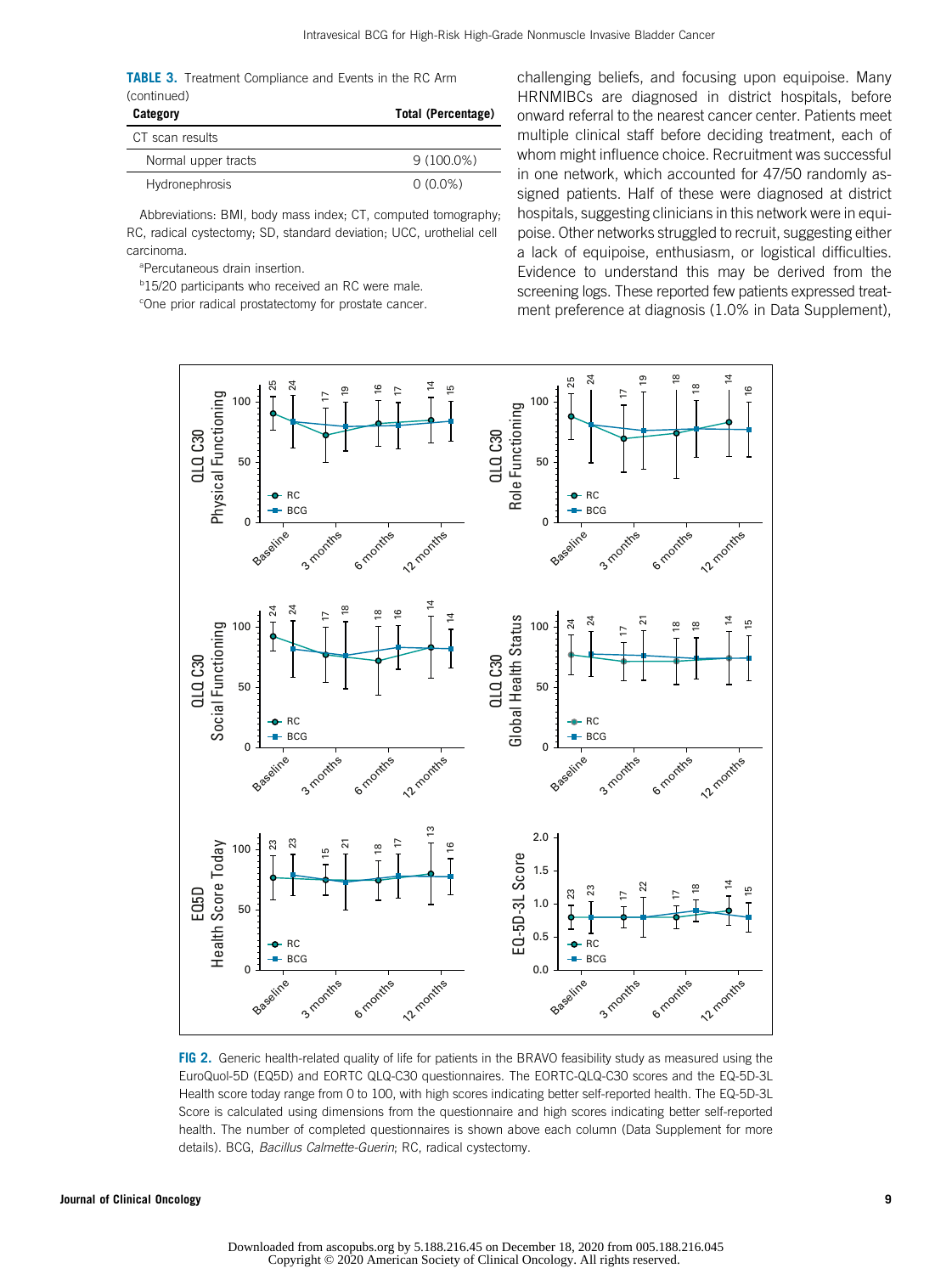**TABLE 3.** Treatment Compliance and Events in the RC Arm (continued)

| Category | Total (Percentage) |
|---|---|
| CT scan results | |
| Normal upper tracts | 9 (100.0%) |
| Hydronephrosis | 0 (0.0%) |

Abbreviations: BMI, body mass index; CT, computed tomography; RC, radical cystectomy; SD, standard deviation; UCC, urothelial cell carcinoma.

[a]Percutaneous drain insertion.

[b]15/20 participants who received an RC were male.

[c]One prior radical prostatectomy for prostate cancer.

challenging beliefs, and focusing upon equipoise. Many HRNMIBCs are diagnosed in district hospitals, before onward referral to the nearest cancer center. Patients meet multiple clinical staff before deciding treatment, each of whom might influence choice. Recruitment was successful in one network, which accounted for 47/50 randomly assigned patients. Half of these were diagnosed at district hospitals, suggesting clinicians in this network were in equipoise. Other networks struggled to recruit, suggesting either a lack of equipoise, enthusiasm, or logistical difficulties. Evidence to understand this may be derived from the screening logs. These reported few patients expressed treatment preference at diagnosis (1.0% in Data Supplement),

**FIG 2.** Generic health-related quality of life for patients in the BRAVO feasibility study as measured using the EuroQuol-5D (EQ5D) and EORTC QLQ-C30 questionnaires. The EORTC-QLQ-C30 scores and the EQ-5D-3L Health score today range from 0 to 100, with high scores indicating better self-reported health. The EQ-5D-3L Score is calculated using dimensions from the questionnaire and high scores indicating better self-reported health. The number of completed questionnaires is shown above each column (Data Supplement for more details). BCG, *Bacillus Calmette-Guerin*; RC, radical cystectomy.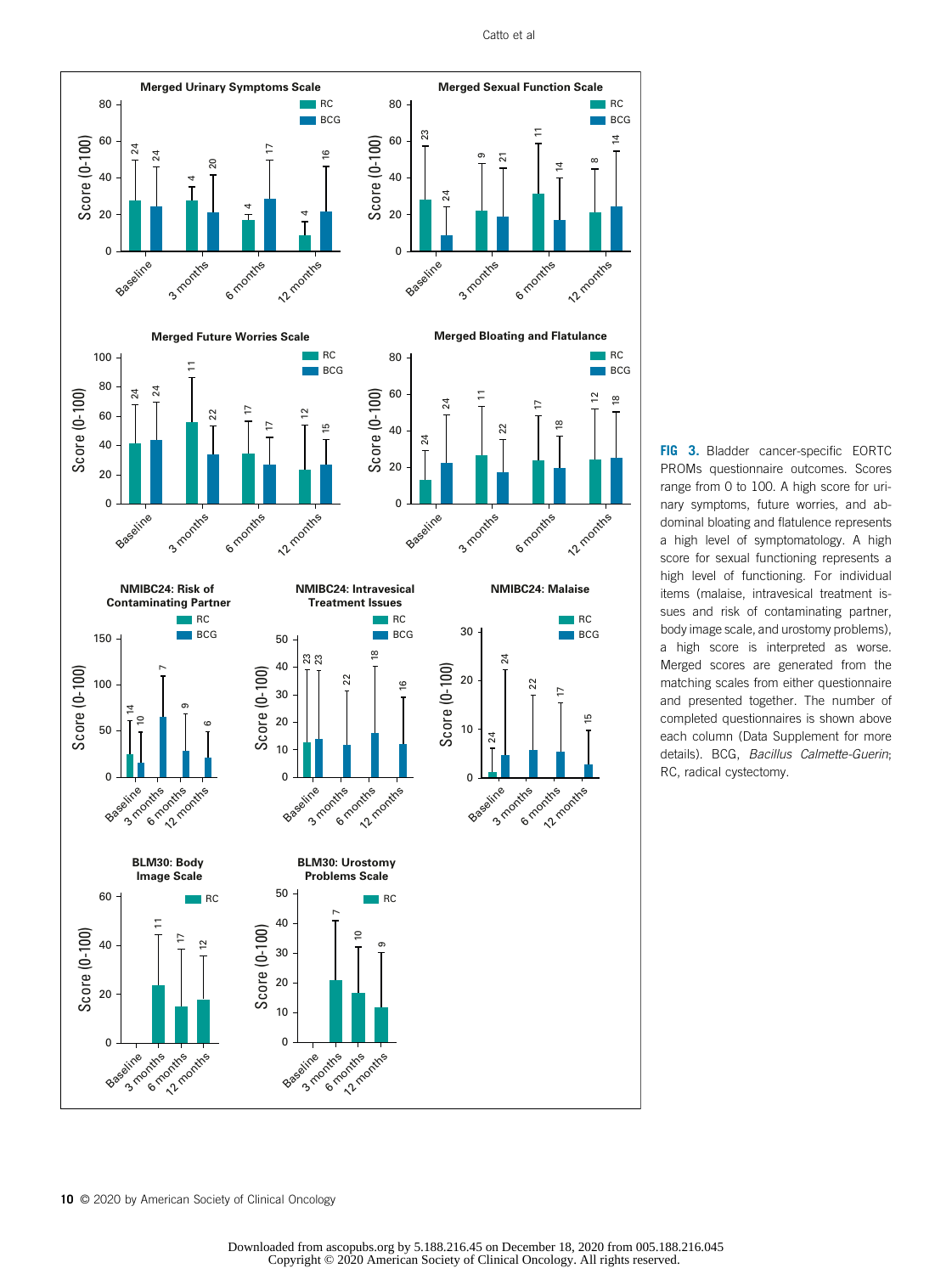**FIG 3.** Bladder cancer-specific EORTC PROMs questionnaire outcomes. Scores range from 0 to 100. A high score for urinary symptoms, future worries, and abdominal bloating and flatulence represents a high level of symptomatology. A high score for sexual functioning represents a high level of functioning. For individual items (malaise, intravesical treatment issues and risk of contaminating partner, body image scale, and urostomy problems), a high score is interpreted as worse. Merged scores are generated from the matching scales from either questionnaire and presented together. The number of completed questionnaires is shown above each column (Data Supplement for more details). BCG, *Bacillus Calmette-Guerin*; RC, radical cystectomy.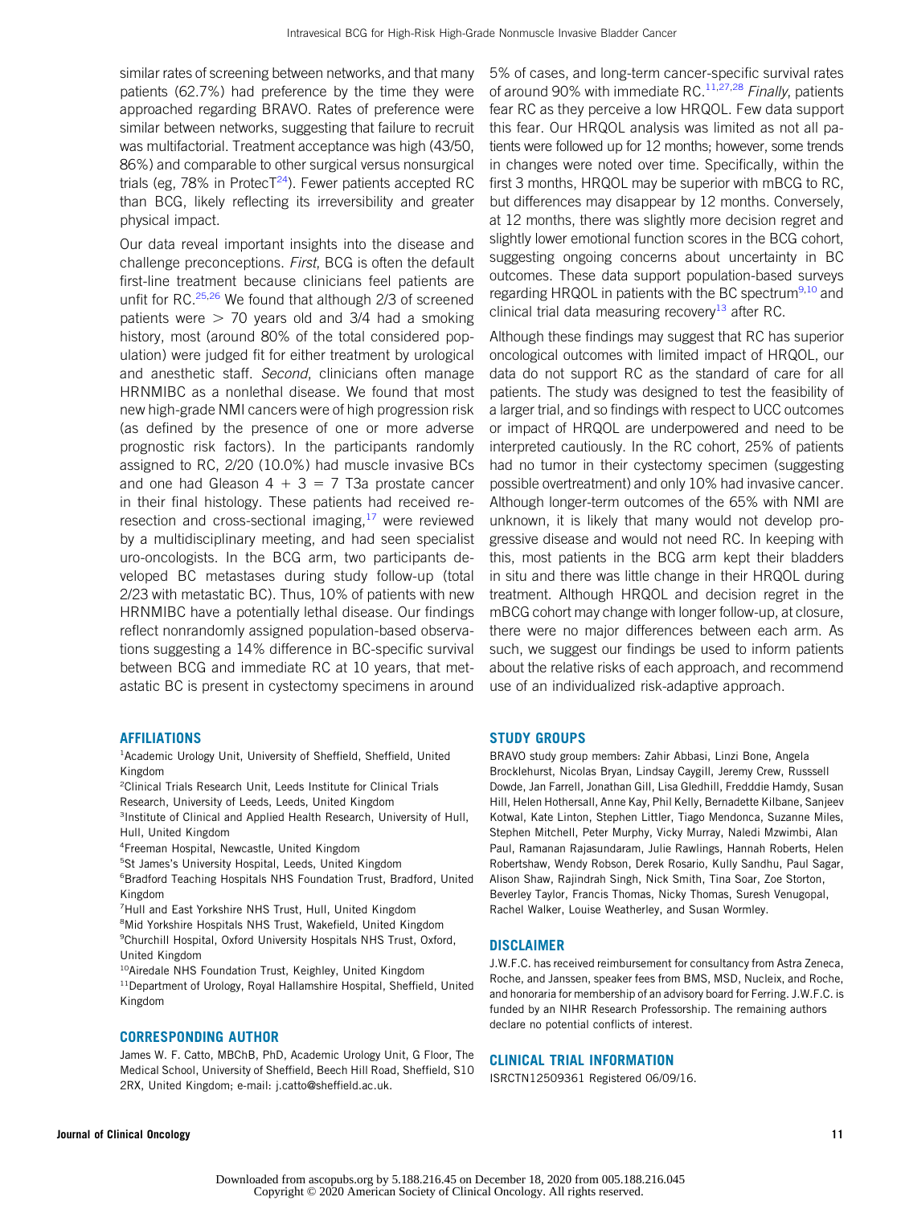similar rates of screening between networks, and that many patients (62.7%) had preference by the time they were approached regarding BRAVO. Rates of preference were similar between networks, suggesting that failure to recruit was multifactorial. Treatment acceptance was high (43/50, 86%) and comparable to other surgical versus nonsurgical trials (eg, 78% in ProtecT[24]). Fewer patients accepted RC than BCG, likely reflecting its irreversibility and greater physical impact.

Our data reveal important insights into the disease and challenge preconceptions. *First*, BCG is often the default first-line treatment because clinicians feel patients are unfit for RC.[25,26] We found that although 2/3 of screened patients were > 70 years old and 3/4 had a smoking history, most (around 80% of the total considered population) were judged fit for either treatment by urological and anesthetic staff. *Second*, clinicians often manage HRNMIBC as a nonlethal disease. We found that most new high-grade NMI cancers were of high progression risk (as defined by the presence of one or more adverse prognostic risk factors). In the participants randomly assigned to RC, 2/20 (10.0%) had muscle invasive BCs and one had Gleason 4 + 3 = 7 T3a prostate cancer in their final histology. These patients had received re-resection and cross-sectional imaging,[17] were reviewed by a multidisciplinary meeting, and had seen specialist uro-oncologists. In the BCG arm, two participants developed BC metastases during study follow-up (total 2/23 with metastatic BC). Thus, 10% of patients with new HRNMIBC have a potentially lethal disease. Our findings reflect nonrandomly assigned population-based observations suggesting a 14% difference in BC-specific survival between BCG and immediate RC at 10 years, that metastatic BC is present in cystectomy specimens in around 5% of cases, and long-term cancer-specific survival rates of around 90% with immediate RC.[11,27,28] *Finally*, patients fear RC as they perceive a low HRQOL. Few data support this fear. Our HRQOL analysis was limited as not all patients were followed up for 12 months; however, some trends in changes were noted over time. Specifically, within the first 3 months, HRQOL may be superior with mBCG to RC, but differences may disappear by 12 months. Conversely, at 12 months, there was slightly more decision regret and slightly lower emotional function scores in the BCG cohort, suggesting ongoing concerns about uncertainty in BC outcomes. These data support population-based surveys regarding HRQOL in patients with the BC spectrum[9,10] and clinical trial data measuring recovery[13] after RC.

Although these findings may suggest that RC has superior oncological outcomes with limited impact of HRQOL, our data do not support RC as the standard of care for all patients. The study was designed to test the feasibility of a larger trial, and so findings with respect to UCC outcomes or impact of HRQOL are underpowered and need to be interpreted cautiously. In the RC cohort, 25% of patients had no tumor in their cystectomy specimen (suggesting possible overtreatment) and only 10% had invasive cancer. Although longer-term outcomes of the 65% with NMI are unknown, it is likely that many would not develop progressive disease and would not need RC. In keeping with this, most patients in the BCG arm kept their bladders in situ and there was little change in their HRQOL during treatment. Although HRQOL and decision regret in the mBCG cohort may change with longer follow-up, at closure, there were no major differences between each arm. As such, we suggest our findings be used to inform patients about the relative risks of each approach, and recommend use of an individualized risk-adaptive approach.

## AFFILIATIONS

[1]Academic Urology Unit, University of Sheffield, Sheffield, United Kingdom
[2]Clinical Trials Research Unit, Leeds Institute for Clinical Trials Research, University of Leeds, Leeds, United Kingdom
[3]Institute of Clinical and Applied Health Research, University of Hull, Hull, United Kingdom
[4]Freeman Hospital, Newcastle, United Kingdom
[5]St James's University Hospital, Leeds, United Kingdom
[6]Bradford Teaching Hospitals NHS Foundation Trust, Bradford, United Kingdom
[7]Hull and East Yorkshire NHS Trust, Hull, United Kingdom
[8]Mid Yorkshire Hospitals NHS Trust, Wakefield, United Kingdom
[9]Churchill Hospital, Oxford University Hospitals NHS Trust, Oxford, United Kingdom
[10]Airedale NHS Foundation Trust, Keighley, United Kingdom
[11]Department of Urology, Royal Hallamshire Hospital, Sheffield, United Kingdom

## CORRESPONDING AUTHOR

James W. F. Catto, MBChB, PhD, Academic Urology Unit, G Floor, The Medical School, University of Sheffield, Beech Hill Road, Sheffield, S10 2RX, United Kingdom; e-mail: j.catto@sheffield.ac.uk.

## STUDY GROUPS

BRAVO study group members: Zahir Abbasi, Linzi Bone, Angela Brocklehurst, Nicolas Bryan, Lindsay Caygill, Jeremy Crew, Russsell Dowde, Jan Farrell, Jonathan Gill, Lisa Gledhill, Fredddie Hamdy, Susan Hill, Helen Hothersall, Anne Kay, Phil Kelly, Bernadette Kilbane, Sanjeev Kotwal, Kate Linton, Stephen Littler, Tiago Mendonca, Suzanne Miles, Stephen Mitchell, Peter Murphy, Vicky Murray, Naledi Mzwimbi, Alan Paul, Ramanan Rajasundaram, Julie Rawlings, Hannah Roberts, Helen Robertshaw, Wendy Robson, Derek Rosario, Kully Sandhu, Paul Sagar, Alison Shaw, Rajindrah Singh, Nick Smith, Tina Soar, Zoe Storton, Beverley Taylor, Francis Thomas, Nicky Thomas, Suresh Venugopal, Rachel Walker, Louise Weatherley, and Susan Wormley.

## DISCLAIMER

J.W.F.C. has received reimbursement for consultancy from Astra Zeneca, Roche, and Janssen, speaker fees from BMS, MSD, Nucleix, and Roche, and honoraria for membership of an advisory board for Ferring. J.W.F.C. is funded by an NIHR Research Professorship. The remaining authors declare no potential conflicts of interest.

## CLINICAL TRIAL INFORMATION

ISRCTN12509361 Registered 06/09/16.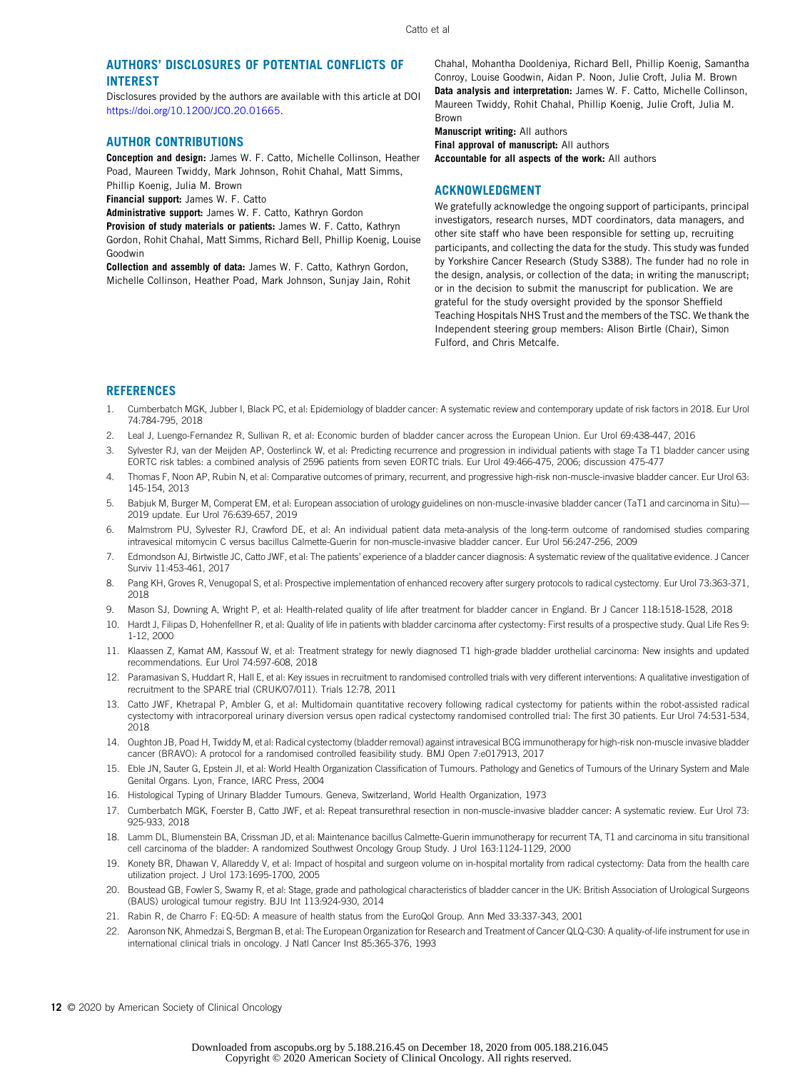## AUTHORS' DISCLOSURES OF POTENTIAL CONFLICTS OF INTEREST

Disclosures provided by the authors are available with this article at DOI https://doi.org/10.1200/JCO.20.01665.

## AUTHOR CONTRIBUTIONS

**Conception and design:** James W. F. Catto, Michelle Collinson, Heather Poad, Maureen Twiddy, Mark Johnson, Rohit Chahal, Matt Simms, Phillip Koenig, Julia M. Brown

**Financial support:** James W. F. Catto

**Administrative support:** James W. F. Catto, Kathryn Gordon

**Provision of study materials or patients:** James W. F. Catto, Kathryn Gordon, Rohit Chahal, Matt Simms, Richard Bell, Phillip Koenig, Louise Goodwin

**Collection and assembly of data:** James W. F. Catto, Kathryn Gordon, Michelle Collinson, Heather Poad, Mark Johnson, Sunjay Jain, Rohit Chahal, Mohantha Dooldeniya, Richard Bell, Phillip Koenig, Samantha Conroy, Louise Goodwin, Aidan P. Noon, Julie Croft, Julia M. Brown

**Data analysis and interpretation:** James W. F. Catto, Michelle Collinson, Maureen Twiddy, Rohit Chahal, Phillip Koenig, Julie Croft, Julia M. Brown

**Manuscript writing:** All authors

**Final approval of manuscript:** All authors

**Accountable for all aspects of the work:** All authors

## ACKNOWLEDGMENT

We gratefully acknowledge the ongoing support of participants, principal investigators, research nurses, MDT coordinators, data managers, and other site staff who have been responsible for setting up, recruiting participants, and collecting the data for the study. This study was funded by Yorkshire Cancer Research (Study S388). The funder had no role in the design, analysis, or collection of the data; in writing the manuscript; or in the decision to submit the manuscript for publication. We are grateful for the study oversight provided by the sponsor Sheffield Teaching Hospitals NHS Trust and the members of the TSC. We thank the Independent steering group members: Alison Birtle (Chair), Simon Fulford, and Chris Metcalfe.

## REFERENCES

1. Cumberbatch MGK, Jubber I, Black PC, et al: Epidemiology of bladder cancer: A systematic review and contemporary update of risk factors in 2018. Eur Urol 74:784-795, 2018
2. Leal J, Luengo-Fernandez R, Sullivan R, et al: Economic burden of bladder cancer across the European Union. Eur Urol 69:438-447, 2016
3. Sylvester RJ, van der Meijden AP, Oosterlinck W, et al: Predicting recurrence and progression in individual patients with stage Ta T1 bladder cancer using EORTC risk tables: a combined analysis of 2596 patients from seven EORTC trials. Eur Urol 49:466-475, 2006; discussion 475-477
4. Thomas F, Noon AP, Rubin N, et al: Comparative outcomes of primary, recurrent, and progressive high-risk non-muscle-invasive bladder cancer. Eur Urol 63: 145-154, 2013
5. Babjuk M, Burger M, Comperat EM, et al: European association of urology guidelines on non-muscle-invasive bladder cancer (TaT1 and carcinoma in Situ)—2019 update. Eur Urol 76:639-657, 2019
6. Malmstrom PU, Sylvester RJ, Crawford DE, et al: An individual patient data meta-analysis of the long-term outcome of randomised studies comparing intravesical mitomycin C versus bacillus Calmette-Guerin for non-muscle-invasive bladder cancer. Eur Urol 56:247-256, 2009
7. Edmondson AJ, Birtwistle JC, Catto JWF, et al: The patients' experience of a bladder cancer diagnosis: A systematic review of the qualitative evidence. J Cancer Surviv 11:453-461, 2017
8. Pang KH, Groves R, Venugopal S, et al: Prospective implementation of enhanced recovery after surgery protocols to radical cystectomy. Eur Urol 73:363-371, 2018
9. Mason SJ, Downing A, Wright P, et al: Health-related quality of life after treatment for bladder cancer in England. Br J Cancer 118:1518-1528, 2018
10. Hardt J, Filipas D, Hohenfellner R, et al: Quality of life in patients with bladder carcinoma after cystectomy: First results of a prospective study. Qual Life Res 9: 1-12, 2000
11. Klaassen Z, Kamat AM, Kassouf W, et al: Treatment strategy for newly diagnosed T1 high-grade bladder urothelial carcinoma: New insights and updated recommendations. Eur Urol 74:597-608, 2018
12. Paramasivan S, Huddart R, Hall E, et al: Key issues in recruitment to randomised controlled trials with very different interventions: A qualitative investigation of recruitment to the SPARE trial (CRUK/07/011). Trials 12:78, 2011
13. Catto JWF, Khetrapal P, Ambler G, et al: Multidomain quantitative recovery following radical cystectomy for patients within the robot-assisted radical cystectomy with intracorporeal urinary diversion versus open radical cystectomy randomised controlled trial: The first 30 patients. Eur Urol 74:531-534, 2018
14. Oughton JB, Poad H, Twiddy M, et al: Radical cystectomy (bladder removal) against intravesical BCG immunotherapy for high-risk non-muscle invasive bladder cancer (BRAVO): A protocol for a randomised controlled feasibility study. BMJ Open 7:e017913, 2017
15. Eble JN, Sauter G, Epstein JI, et al: World Health Organization Classification of Tumours. Pathology and Genetics of Tumours of the Urinary System and Male Genital Organs. Lyon, France, IARC Press, 2004
16. Histological Typing of Urinary Bladder Tumours. Geneva, Switzerland, World Health Organization, 1973
17. Cumberbatch MGK, Foerster B, Catto JWF, et al: Repeat transurethral resection in non-muscle-invasive bladder cancer: A systematic review. Eur Urol 73: 925-933, 2018
18. Lamm DL, Blumenstein BA, Crissman JD, et al: Maintenance bacillus Calmette-Guerin immunotherapy for recurrent TA, T1 and carcinoma in situ transitional cell carcinoma of the bladder: A randomized Southwest Oncology Group Study. J Urol 163:1124-1129, 2000
19. Konety BR, Dhawan V, Allareddy V, et al: Impact of hospital and surgeon volume on in-hospital mortality from radical cystectomy: Data from the health care utilization project. J Urol 173:1695-1700, 2005
20. Boustead GB, Fowler S, Swamy R, et al: Stage, grade and pathological characteristics of bladder cancer in the UK: British Association of Urological Surgeons (BAUS) urological tumour registry. BJU Int 113:924-930, 2014
21. Rabin R, de Charro F: EQ-5D: A measure of health status from the EuroQol Group. Ann Med 33:337-343, 2001
22. Aaronson NK, Ahmedzai S, Bergman B, et al: The European Organization for Research and Treatment of Cancer QLQ-C30: A quality-of-life instrument for use in international clinical trials in oncology. J Natl Cancer Inst 85:365-376, 1993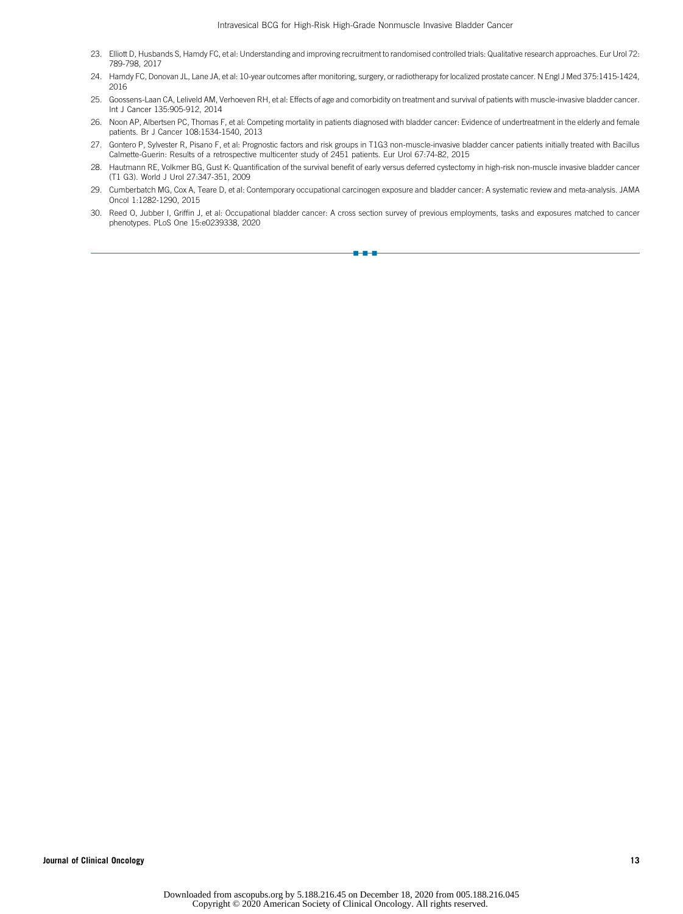23. Elliott D, Husbands S, Hamdy FC, et al: Understanding and improving recruitment to randomised controlled trials: Qualitative research approaches. Eur Urol 72: 789-798, 2017
24. Hamdy FC, Donovan JL, Lane JA, et al: 10-year outcomes after monitoring, surgery, or radiotherapy for localized prostate cancer. N Engl J Med 375:1415-1424, 2016
25. Goossens-Laan CA, Leliveld AM, Verhoeven RH, et al: Effects of age and comorbidity on treatment and survival of patients with muscle-invasive bladder cancer. Int J Cancer 135:905-912, 2014
26. Noon AP, Albertsen PC, Thomas F, et al: Competing mortality in patients diagnosed with bladder cancer: Evidence of undertreatment in the elderly and female patients. Br J Cancer 108:1534-1540, 2013
27. Gontero P, Sylvester R, Pisano F, et al: Prognostic factors and risk groups in T1G3 non-muscle-invasive bladder cancer patients initially treated with Bacillus Calmette-Guerin: Results of a retrospective multicenter study of 2451 patients. Eur Urol 67:74-82, 2015
28. Hautmann RE, Volkmer BG, Gust K: Quantification of the survival benefit of early versus deferred cystectomy in high-risk non-muscle invasive bladder cancer (T1 G3). World J Urol 27:347-351, 2009
29. Cumberbatch MG, Cox A, Teare D, et al: Contemporary occupational carcinogen exposure and bladder cancer: A systematic review and meta-analysis. JAMA Oncol 1:1282-1290, 2015
30. Reed O, Jubber I, Griffin J, et al: Occupational bladder cancer: A cross section survey of previous employments, tasks and exposures matched to cancer phenotypes. PLoS One 15:e0239338, 2020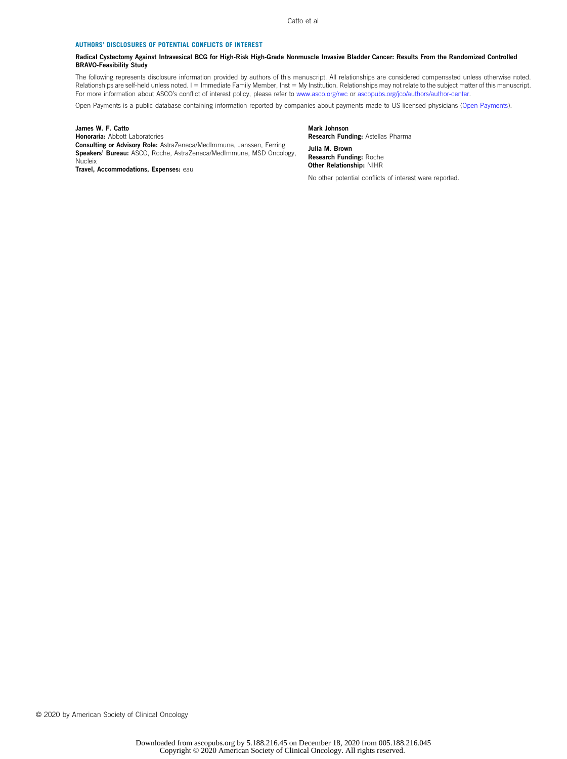## AUTHORS' DISCLOSURES OF POTENTIAL CONFLICTS OF INTEREST

**Radical Cystectomy Against Intravesical BCG for High-Risk High-Grade Nonmuscle Invasive Bladder Cancer: Results From the Randomized Controlled BRAVO-Feasibility Study**

The following represents disclosure information provided by authors of this manuscript. All relationships are considered compensated unless otherwise noted. Relationships are self-held unless noted. I = Immediate Family Member, Inst = My Institution. Relationships may not relate to the subject matter of this manuscript. For more information about ASCO's conflict of interest policy, please refer to www.asco.org/rwc or ascopubs.org/jco/authors/author-center.

Open Payments is a public database containing information reported by companies about payments made to US-licensed physicians (Open Payments).

**James W. F. Catto**
**Honoraria:** Abbott Laboratories
**Consulting or Advisory Role:** AstraZeneca/MedImmune, Janssen, Ferring
**Speakers' Bureau:** ASCO, Roche, AstraZeneca/MedImmune, MSD Oncology, Nucleix
**Travel, Accommodations, Expenses:** eau

**Mark Johnson**
**Research Funding:** Astellas Pharma

**Julia M. Brown**
**Research Funding:** Roche
**Other Relationship:** NIHR

No other potential conflicts of interest were reported.

© 2020 by American Society of Clinical Oncology

Downloaded from ascopubs.org by 5.188.216.45 on December 18, 2020 from 005.188.216.045
Copyright © 2020 American Society of Clinical Oncology. All rights reserved.